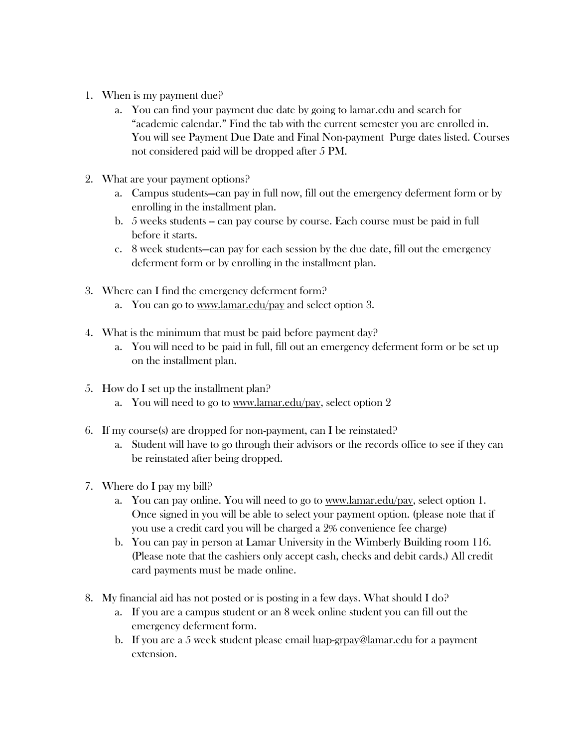1. When is my payment due?
    a. You can find your payment due date by going to lamar.edu and search for "academic calendar." Find the tab with the current semester you are enrolled in. You will see Payment Due Date and Final Non-payment Purge dates listed. Courses not considered paid will be dropped after 5 PM.

2. What are your payment options?
    a. Campus students—can pay in full now, fill out the emergency deferment form or by enrolling in the installment plan.
    b. 5 weeks students -- can pay course by course. Each course must be paid in full before it starts.
    c. 8 week students—can pay for each session by the due date, fill out the emergency deferment form or by enrolling in the installment plan.

3. Where can I find the emergency deferment form?
    a. You can go to www.lamar.edu/pay and select option 3.

4. What is the minimum that must be paid before payment day?
    a. You will need to be paid in full, fill out an emergency deferment form or be set up on the installment plan.

5. How do I set up the installment plan?
    a. You will need to go to www.lamar.edu/pay, select option 2

6. If my course(s) are dropped for non-payment, can I be reinstated?
    a. Student will have to go through their advisors or the records office to see if they can be reinstated after being dropped.

7. Where do I pay my bill?
    a. You can pay online. You will need to go to www.lamar.edu/pay, select option 1. Once signed in you will be able to select your payment option. (please note that if you use a credit card you will be charged a 2% convenience fee charge)
    b. You can pay in person at Lamar University in the Wimberly Building room 116. (Please note that the cashiers only accept cash, checks and debit cards.) All credit card payments must be made online.

8. My financial aid has not posted or is posting in a few days. What should I do?
    a. If you are a campus student or an 8 week online student you can fill out the emergency deferment form.
    b. If you are a 5 week student please email luap-grpay@lamar.edu for a payment extension.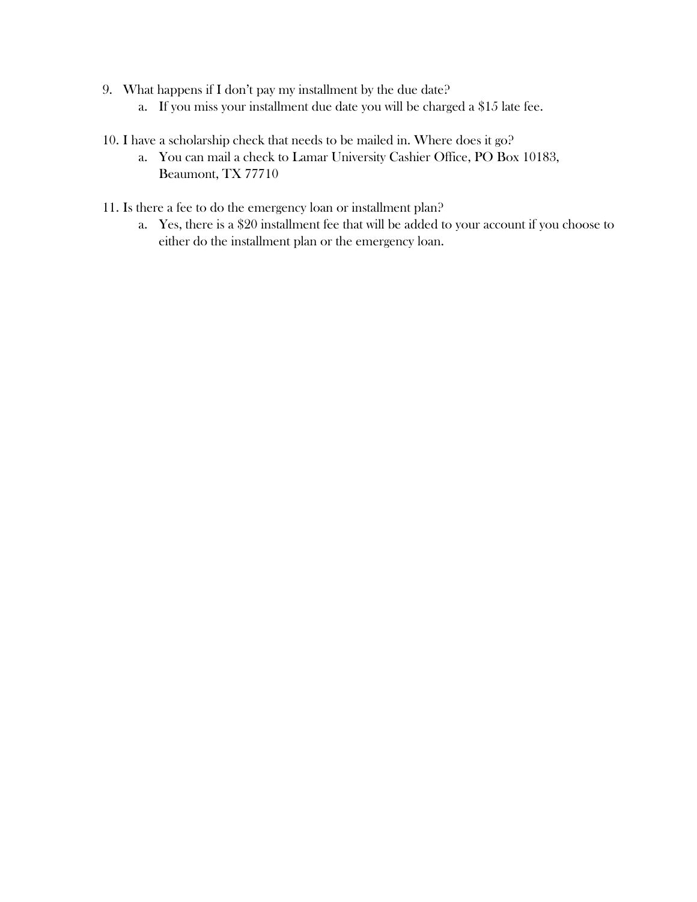9. What happens if I don't pay my installment by the due date?
    a. If you miss your installment due date you will be charged a $15 late fee.

10. I have a scholarship check that needs to be mailed in. Where does it go?
    a. You can mail a check to Lamar University Cashier Office, PO Box 10183, Beaumont, TX 77710

11. Is there a fee to do the emergency loan or installment plan?
    a. Yes, there is a $20 installment fee that will be added to your account if you choose to either do the installment plan or the emergency loan.